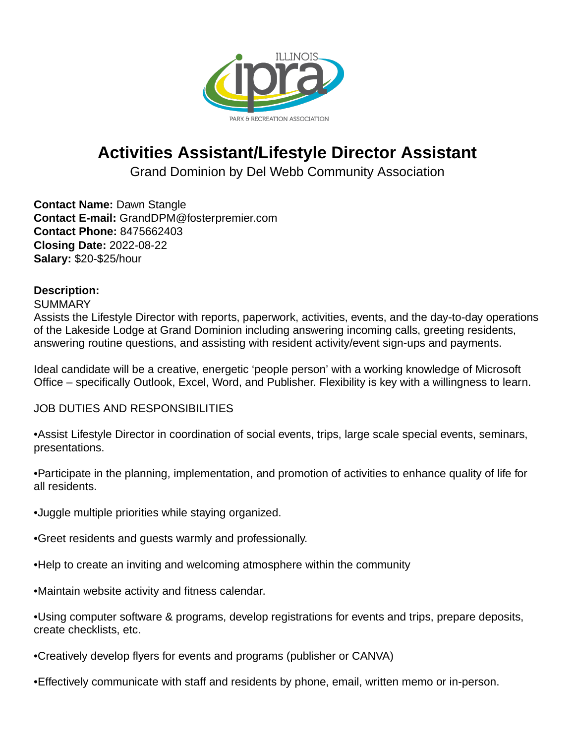# Activities Assistant/Lifestyle Director Assistant

Grand Dominion by Del Webb Community Association

**Contact Name:** Dawn Stangle
**Contact E-mail:** GrandDPM@fosterpremier.com
**Contact Phone:** 8475662403
**Closing Date:** 2022-08-22
**Salary:** $20-$25/hour

**Description:**
SUMMARY
Assists the Lifestyle Director with reports, paperwork, activities, events, and the day-to-day operations of the Lakeside Lodge at Grand Dominion including answering incoming calls, greeting residents, answering routine questions, and assisting with resident activity/event sign-ups and payments.

Ideal candidate will be a creative, energetic 'people person' with a working knowledge of Microsoft Office – specifically Outlook, Excel, Word, and Publisher. Flexibility is key with a willingness to learn.

JOB DUTIES AND RESPONSIBILITIES

•Assist Lifestyle Director in coordination of social events, trips, large scale special events, seminars, presentations.

•Participate in the planning, implementation, and promotion of activities to enhance quality of life for all residents.

•Juggle multiple priorities while staying organized.

•Greet residents and guests warmly and professionally.

•Help to create an inviting and welcoming atmosphere within the community

•Maintain website activity and fitness calendar.

•Using computer software & programs, develop registrations for events and trips, prepare deposits, create checklists, etc.

•Creatively develop flyers for events and programs (publisher or CANVA)

•Effectively communicate with staff and residents by phone, email, written memo or in-person.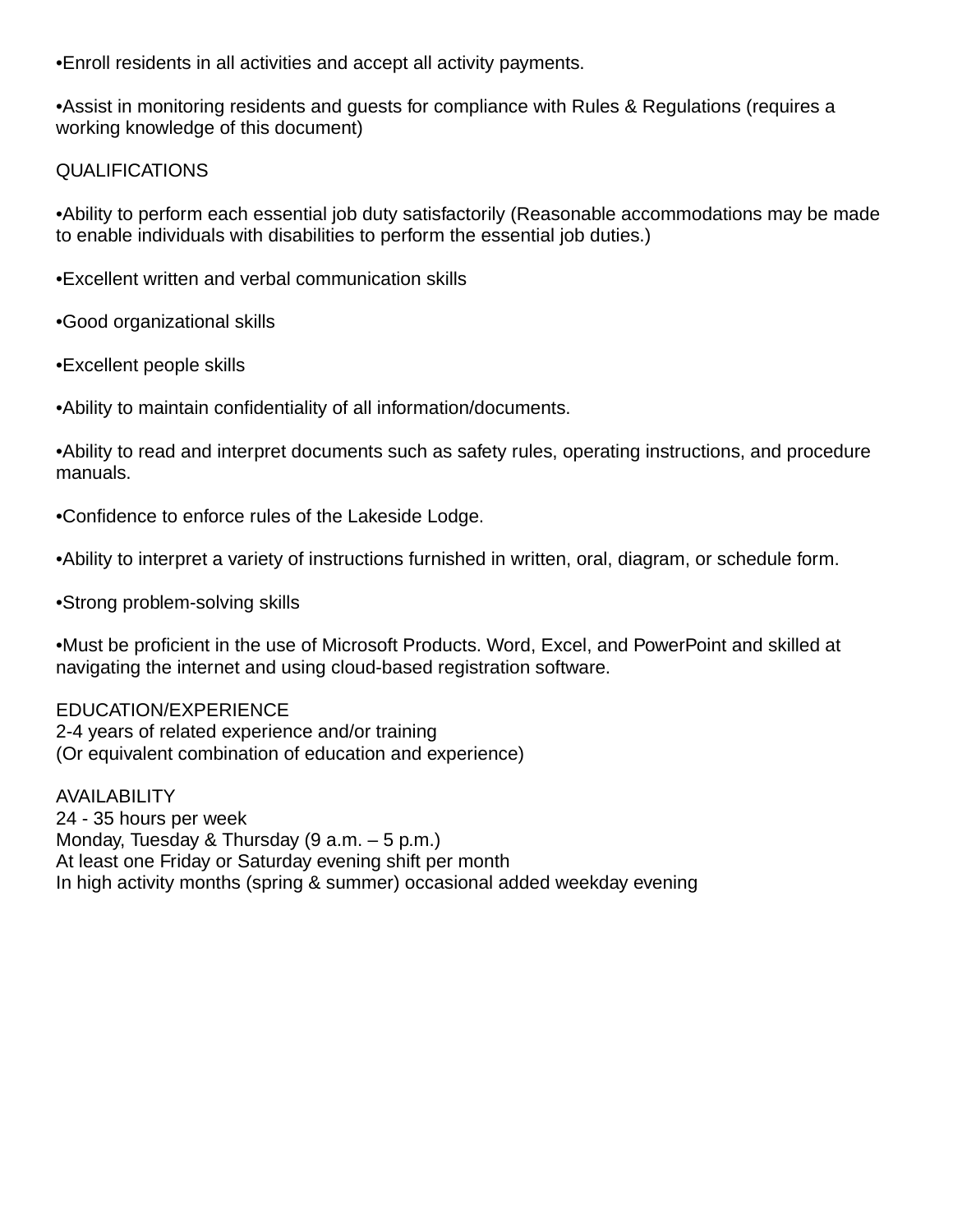- Enroll residents in all activities and accept all activity payments.

- Assist in monitoring residents and guests for compliance with Rules & Regulations (requires a working knowledge of this document)

## QUALIFICATIONS

- Ability to perform each essential job duty satisfactorily (Reasonable accommodations may be made to enable individuals with disabilities to perform the essential job duties.)

- Excellent written and verbal communication skills

- Good organizational skills

- Excellent people skills

- Ability to maintain confidentiality of all information/documents.

- Ability to read and interpret documents such as safety rules, operating instructions, and procedure manuals.

- Confidence to enforce rules of the Lakeside Lodge.

- Ability to interpret a variety of instructions furnished in written, oral, diagram, or schedule form.

- Strong problem-solving skills

- Must be proficient in the use of Microsoft Products. Word, Excel, and PowerPoint and skilled at navigating the internet and using cloud-based registration software.

## EDUCATION/EXPERIENCE

2-4 years of related experience and/or training
(Or equivalent combination of education and experience)

## AVAILABILITY

24 - 35 hours per week
Monday, Tuesday & Thursday (9 a.m. – 5 p.m.)
At least one Friday or Saturday evening shift per month
In high activity months (spring & summer) occasional added weekday evening